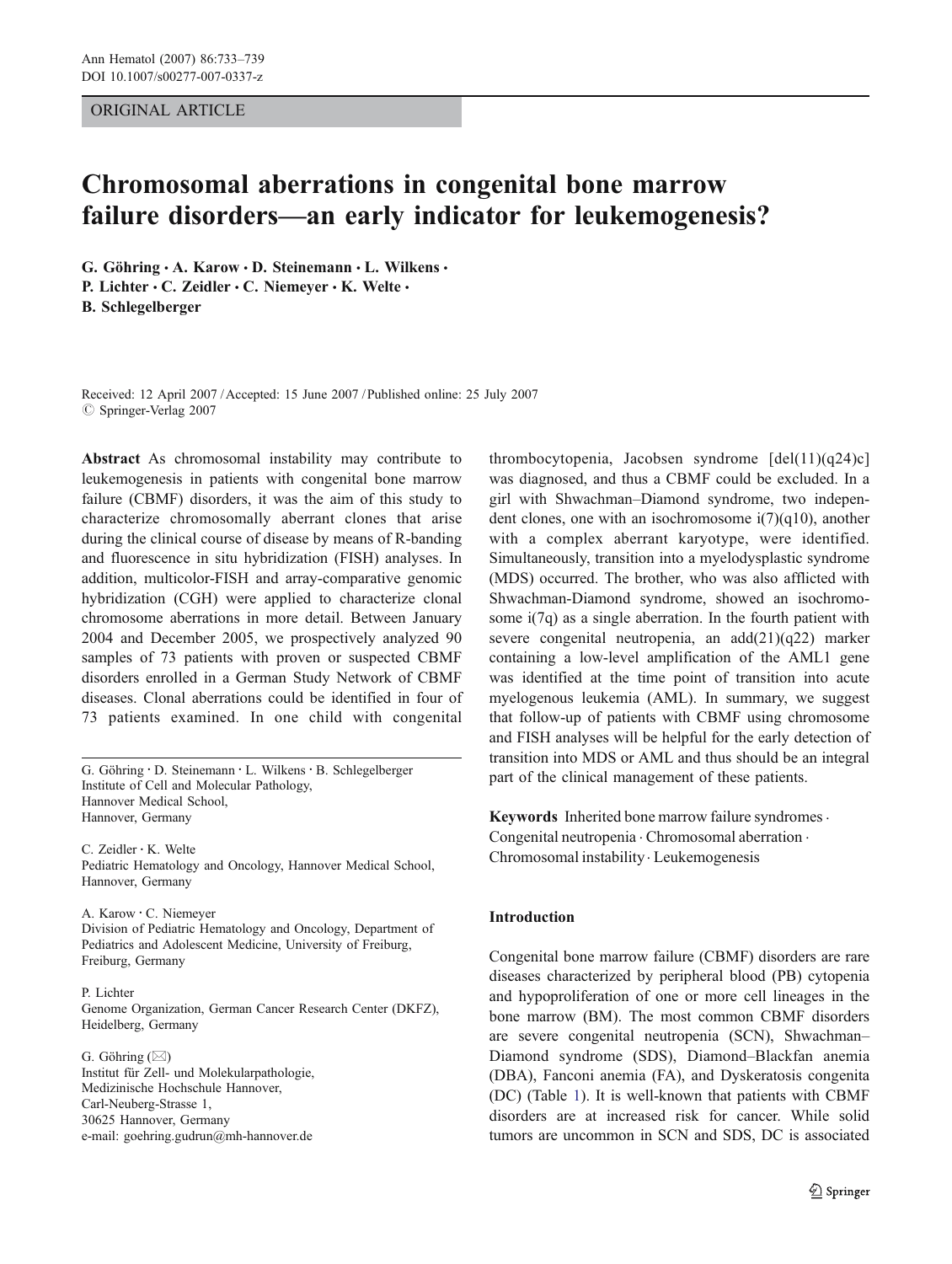ORIGINAL ARTICLE

# Chromosomal aberrations in congenital bone marrow failure disorders—an early indicator for leukemogenesis?

**G. Göhring · A. Karow · D. Steinemann · L. Wilkens · P. Lichter · C. Zeidler · C. Niemeyer · K. Welte · B. Schlegelberger**

Received: 12 April 2007 / Accepted: 15 June 2007 / Published online: 25 July 2007
© Springer-Verlag 2007

**Abstract** As chromosomal instability may contribute to leukemogenesis in patients with congenital bone marrow failure (CBMF) disorders, it was the aim of this study to characterize chromosomally aberrant clones that arise during the clinical course of disease by means of R-banding and fluorescence in situ hybridization (FISH) analyses. In addition, multicolor-FISH and array-comparative genomic hybridization (CGH) were applied to characterize clonal chromosome aberrations in more detail. Between January 2004 and December 2005, we prospectively analyzed 90 samples of 73 patients with proven or suspected CBMF disorders enrolled in a German Study Network of CBMF diseases. Clonal aberrations could be identified in four of 73 patients examined. In one child with congenital thrombocytopenia, Jacobsen syndrome [del(11)(q24)c] was diagnosed, and thus a CBMF could be excluded. In a girl with Shwachman–Diamond syndrome, two independent clones, one with an isochromosome i(7)(q10), another with a complex aberrant karyotype, were identified. Simultaneously, transition into a myelodysplastic syndrome (MDS) occurred. The brother, who was also afflicted with Shwachman-Diamond syndrome, showed an isochromosome i(7q) as a single aberration. In the fourth patient with severe congenital neutropenia, an add(21)(q22) marker containing a low-level amplification of the AML1 gene was identified at the time point of transition into acute myelogenous leukemia (AML). In summary, we suggest that follow-up of patients with CBMF using chromosome and FISH analyses will be helpful for the early detection of transition into MDS or AML and thus should be an integral part of the clinical management of these patients.

**Keywords** Inherited bone marrow failure syndromes · Congenital neutropenia · Chromosomal aberration · Chromosomal instability · Leukemogenesis

G. Göhring · D. Steinemann · L. Wilkens · B. Schlegelberger
Institute of Cell and Molecular Pathology,
Hannover Medical School,
Hannover, Germany

C. Zeidler · K. Welte
Pediatric Hematology and Oncology, Hannover Medical School,
Hannover, Germany

A. Karow · C. Niemeyer
Division of Pediatric Hematology and Oncology, Department of Pediatrics and Adolescent Medicine, University of Freiburg,
Freiburg, Germany

P. Lichter
Genome Organization, German Cancer Research Center (DKFZ),
Heidelberg, Germany

G. Göhring (✉)
Institut für Zell- und Molekularpathologie,
Medizinische Hochschule Hannover,
Carl-Neuberg-Strasse 1,
30625 Hannover, Germany
e-mail: goehring.gudrun@mh-hannover.de

## Introduction

Congenital bone marrow failure (CBMF) disorders are rare diseases characterized by peripheral blood (PB) cytopenia and hypoproliferation of one or more cell lineages in the bone marrow (BM). The most common CBMF disorders are severe congenital neutropenia (SCN), Shwachman–Diamond syndrome (SDS), Diamond–Blackfan anemia (DBA), Fanconi anemia (FA), and Dyskeratosis congenita (DC) (Table 1). It is well-known that patients with CBMF disorders are at increased risk for cancer. While solid tumors are uncommon in SCN and SDS, DC is associated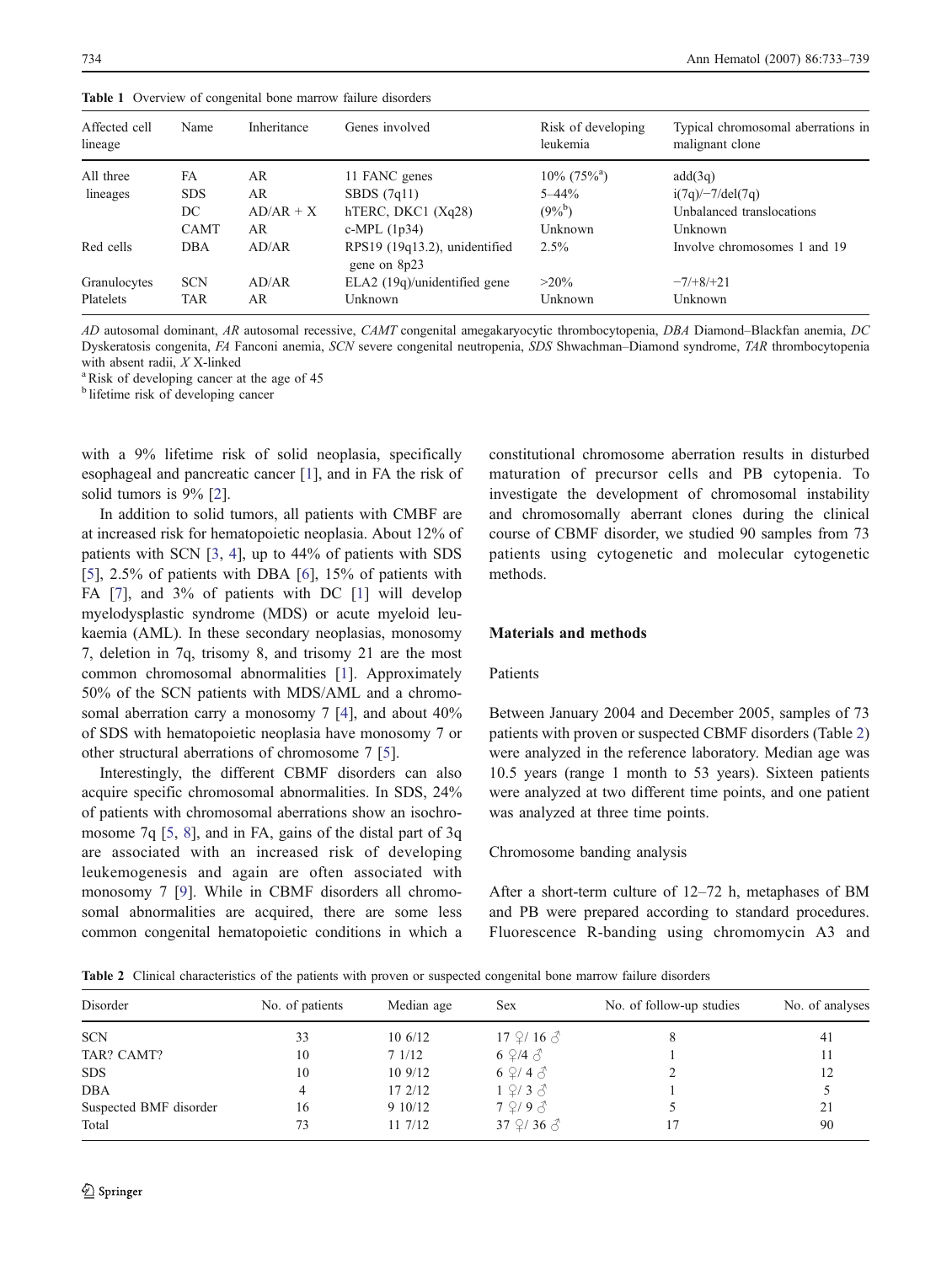**Table 1** Overview of congenital bone marrow failure disorders

| Affected cell lineage | Name | Inheritance | Genes involved | Risk of developing leukemia | Typical chromosomal aberrations in malignant clone |
|---|---|---|---|---|---|
| All three | FA | AR | 11 FANC genes | 10% (75%[a]) | add(3q) |
| lineages | SDS | AR | SBDS (7q11) | 5–44% | i(7q)/−7/del(7q) |
| | DC | AD/AR + X | hTERC, DKC1 (Xq28) | (9%[b]) | Unbalanced translocations |
| | CAMT | AR | c-MPL (1p34) | Unknown | Unknown |
| Red cells | DBA | AD/AR | RPS19 (19q13.2), unidentified gene on 8p23 | 2.5% | Involve chromosomes 1 and 19 |
| Granulocytes | SCN | AD/AR | ELA2 (19q)/unidentified gene | >20% | −7/+8/+21 |
| Platelets | TAR | AR | Unknown | Unknown | Unknown |

*AD* autosomal dominant, *AR* autosomal recessive, *CAMT* congenital amegakaryocytic thrombocytopenia, *DBA* Diamond–Blackfan anemia, *DC* Dyskeratosis congenita, *FA* Fanconi anemia, *SCN* severe congenital neutropenia, *SDS* Shwachman–Diamond syndrome, *TAR* thrombocytopenia with absent radii, *X* X-linked

[a] Risk of developing cancer at the age of 45

[b] lifetime risk of developing cancer

with a 9% lifetime risk of solid neoplasia, specifically esophageal and pancreatic cancer [1], and in FA the risk of solid tumors is 9% [2].

In addition to solid tumors, all patients with CMBF are at increased risk for hematopoietic neoplasia. About 12% of patients with SCN [3, 4], up to 44% of patients with SDS [5], 2.5% of patients with DBA [6], 15% of patients with FA [7], and 3% of patients with DC [1] will develop myelodysplastic syndrome (MDS) or acute myeloid leukaemia (AML). In these secondary neoplasias, monosomy 7, deletion in 7q, trisomy 8, and trisomy 21 are the most common chromosomal abnormalities [1]. Approximately 50% of the SCN patients with MDS/AML and a chromosomal aberration carry a monosomy 7 [4], and about 40% of SDS with hematopoietic neoplasia have monosomy 7 or other structural aberrations of chromosome 7 [5].

Interestingly, the different CBMF disorders can also acquire specific chromosomal abnormalities. In SDS, 24% of patients with chromosomal aberrations show an isochromosome 7q [5, 8], and in FA, gains of the distal part of 3q are associated with an increased risk of developing leukemogenesis and again are often associated with monosomy 7 [9]. While in CBMF disorders all chromosomal abnormalities are acquired, there are some less common congenital hematopoietic conditions in which a constitutional chromosome aberration results in disturbed maturation of precursor cells and PB cytopenia. To investigate the development of chromosomal instability and chromosomally aberrant clones during the clinical course of CBMF disorder, we studied 90 samples from 73 patients using cytogenetic and molecular cytogenetic methods.

## Materials and methods

### Patients

Between January 2004 and December 2005, samples of 73 patients with proven or suspected CBMF disorders (Table 2) were analyzed in the reference laboratory. Median age was 10.5 years (range 1 month to 53 years). Sixteen patients were analyzed at two different time points, and one patient was analyzed at three time points.

### Chromosome banding analysis

After a short-term culture of 12–72 h, metaphases of BM and PB were prepared according to standard procedures. Fluorescence R-banding using chromomycin A3 and

**Table 2** Clinical characteristics of the patients with proven or suspected congenital bone marrow failure disorders

| Disorder | No. of patients | Median age | Sex | No. of follow-up studies | No. of analyses |
|---|---|---|---|---|---|
| SCN | 33 | 10 6/12 | 17 ♀/ 16 ♂ | 8 | 41 |
| TAR? CAMT? | 10 | 7 1/12 | 6 ♀/4 ♂ | 1 | 11 |
| SDS | 10 | 10 9/12 | 6 ♀/ 4 ♂ | 2 | 12 |
| DBA | 4 | 17 2/12 | 1 ♀/ 3 ♂ | 1 | 5 |
| Suspected BMF disorder | 16 | 9 10/12 | 7 ♀/ 9 ♂ | 5 | 21 |
| Total | 73 | 11 7/12 | 37 ♀/ 36 ♂ | 17 | 90 |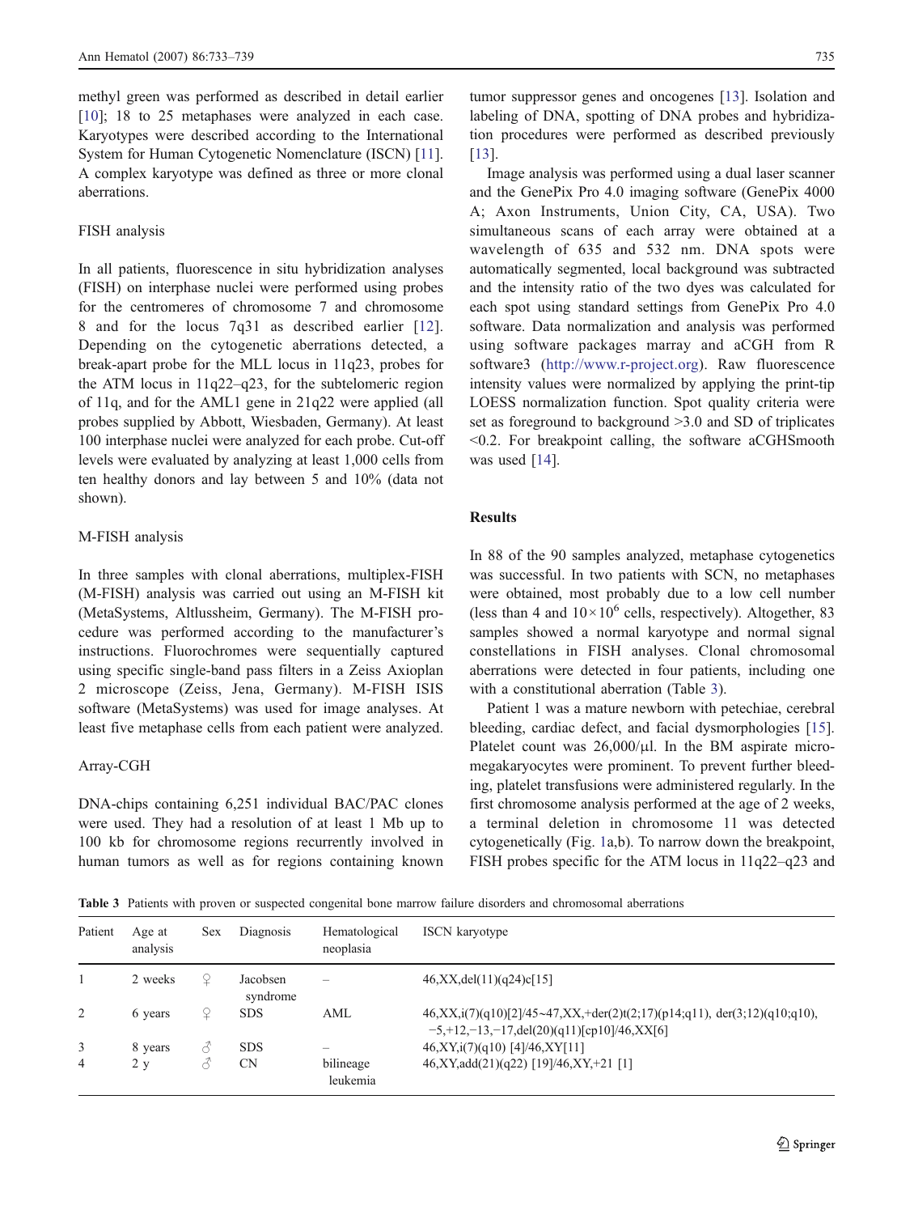methyl green was performed as described in detail earlier [10]; 18 to 25 metaphases were analyzed in each case. Karyotypes were described according to the International System for Human Cytogenetic Nomenclature (ISCN) [11]. A complex karyotype was defined as three or more clonal aberrations.

### FISH analysis

In all patients, fluorescence in situ hybridization analyses (FISH) on interphase nuclei were performed using probes for the centromeres of chromosome 7 and chromosome 8 and for the locus 7q31 as described earlier [12]. Depending on the cytogenetic aberrations detected, a break-apart probe for the MLL locus in 11q23, probes for the ATM locus in 11q22–q23, for the subtelomeric region of 11q, and for the AML1 gene in 21q22 were applied (all probes supplied by Abbott, Wiesbaden, Germany). At least 100 interphase nuclei were analyzed for each probe. Cut-off levels were evaluated by analyzing at least 1,000 cells from ten healthy donors and lay between 5 and 10% (data not shown).

### M-FISH analysis

In three samples with clonal aberrations, multiplex-FISH (M-FISH) analysis was carried out using an M-FISH kit (MetaSystems, Altlussheim, Germany). The M-FISH procedure was performed according to the manufacturer's instructions. Fluorochromes were sequentially captured using specific single-band pass filters in a Zeiss Axioplan 2 microscope (Zeiss, Jena, Germany). M-FISH ISIS software (MetaSystems) was used for image analyses. At least five metaphase cells from each patient were analyzed.

### Array-CGH

DNA-chips containing 6,251 individual BAC/PAC clones were used. They had a resolution of at least 1 Mb up to 100 kb for chromosome regions recurrently involved in human tumors as well as for regions containing known tumor suppressor genes and oncogenes [13]. Isolation and labeling of DNA, spotting of DNA probes and hybridization procedures were performed as described previously [13].

Image analysis was performed using a dual laser scanner and the GenePix Pro 4.0 imaging software (GenePix 4000 A; Axon Instruments, Union City, CA, USA). Two simultaneous scans of each array were obtained at a wavelength of 635 and 532 nm. DNA spots were automatically segmented, local background was subtracted and the intensity ratio of the two dyes was calculated for each spot using standard settings from GenePix Pro 4.0 software. Data normalization and analysis was performed using software packages marray and aCGH from R software3 (http://www.r-project.org). Raw fluorescence intensity values were normalized by applying the print-tip LOESS normalization function. Spot quality criteria were set as foreground to background >3.0 and SD of triplicates <0.2. For breakpoint calling, the software aCGHSmooth was used [14].

## Results

In 88 of the 90 samples analyzed, metaphase cytogenetics was successful. In two patients with SCN, no metaphases were obtained, most probably due to a low cell number (less than 4 and $10 \times 10^6$ cells, respectively). Altogether, 83 samples showed a normal karyotype and normal signal constellations in FISH analyses. Clonal chromosomal aberrations were detected in four patients, including one with a constitutional aberration (Table 3).

Patient 1 was a mature newborn with petechiae, cerebral bleeding, cardiac defect, and facial dysmorphologies [15]. Platelet count was 26,000/μl. In the BM aspirate micromegakaryocytes were prominent. To prevent further bleeding, platelet transfusions were administered regularly. In the first chromosome analysis performed at the age of 2 weeks, a terminal deletion in chromosome 11 was detected cytogenetically (Fig. 1a,b). To narrow down the breakpoint, FISH probes specific for the ATM locus in 11q22–q23 and

**Table 3** Patients with proven or suspected congenital bone marrow failure disorders and chromosomal aberrations

| Patient | Age at analysis | Sex | Diagnosis | Hematological neoplasia | ISCN karyotype |
|---|---|---|---|---|---|
| 1 | 2 weeks | ♀ | Jacobsen syndrome | – | 46,XX,del(11)(q24)c[15] |
| 2 | 6 years | ♀ | SDS | AML | 46,XX,i(7)(q10)[2]/45~47,XX,+der(2)t(2;17)(p14;q11), der(3;12)(q10;q10), −5,+12,−13,−17,del(20)(q11)[cp10]/46,XX[6] |
| 3 | 8 years | ♂ | SDS | – | 46,XY,i(7)(q10) [4]/46,XY[11] |
| 4 | 2 y | ♂ | CN | bilineage leukemia | 46,XY,add(21)(q22) [19]/46,XY,+21 [1] |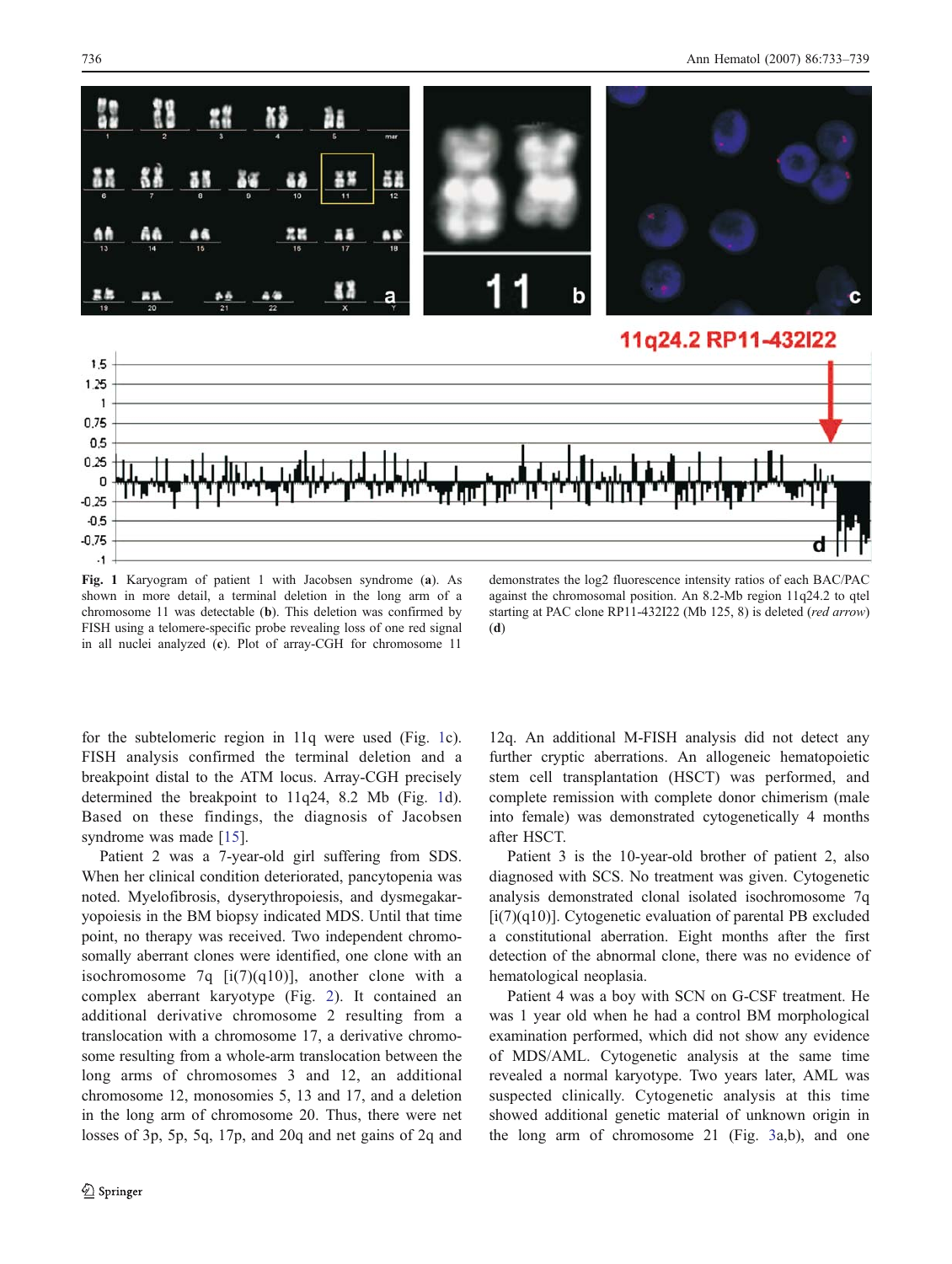**Fig. 1** Karyogram of patient 1 with Jacobsen syndrome (**a**). As shown in more detail, a terminal deletion in the long arm of a chromosome 11 was detectable (**b**). This deletion was confirmed by FISH using a telomere-specific probe revealing loss of one red signal in all nuclei analyzed (**c**). Plot of array-CGH for chromosome 11 demonstrates the log2 fluorescence intensity ratios of each BAC/PAC against the chromosomal position. An 8.2-Mb region 11q24.2 to qtel starting at PAC clone RP11-432I22 (Mb 125, 8) is deleted (*red arrow*) (**d**)

for the subtelomeric region in 11q were used (Fig. 1c). FISH analysis confirmed the terminal deletion and a breakpoint distal to the ATM locus. Array-CGH precisely determined the breakpoint to 11q24, 8.2 Mb (Fig. 1d). Based on these findings, the diagnosis of Jacobsen syndrome was made [15].

Patient 2 was a 7-year-old girl suffering from SDS. When her clinical condition deteriorated, pancytopenia was noted. Myelofibrosis, dyserythropoiesis, and dysmegakaryopoiesis in the BM biopsy indicated MDS. Until that time point, no therapy was received. Two independent chromosomally aberrant clones were identified, one clone with an isochromosome 7q [i(7)(q10)], another clone with a complex aberrant karyotype (Fig. 2). It contained an additional derivative chromosome 2 resulting from a translocation with a chromosome 17, a derivative chromosome resulting from a whole-arm translocation between the long arms of chromosomes 3 and 12, an additional chromosome 12, monosomies 5, 13 and 17, and a deletion in the long arm of chromosome 20. Thus, there were net losses of 3p, 5p, 5q, 17p, and 20q and net gains of 2q and 12q. An additional M-FISH analysis did not detect any further cryptic aberrations. An allogeneic hematopoietic stem cell transplantation (HSCT) was performed, and complete remission with complete donor chimerism (male into female) was demonstrated cytogenetically 4 months after HSCT.

Patient 3 is the 10-year-old brother of patient 2, also diagnosed with SCS. No treatment was given. Cytogenetic analysis demonstrated clonal isolated isochromosome 7q [i(7)(q10)]. Cytogenetic evaluation of parental PB excluded a constitutional aberration. Eight months after the first detection of the abnormal clone, there was no evidence of hematological neoplasia.

Patient 4 was a boy with SCN on G-CSF treatment. He was 1 year old when he had a control BM morphological examination performed, which did not show any evidence of MDS/AML. Cytogenetic analysis at the same time revealed a normal karyotype. Two years later, AML was suspected clinically. Cytogenetic analysis at this time showed additional genetic material of unknown origin in the long arm of chromosome 21 (Fig. 3a,b), and one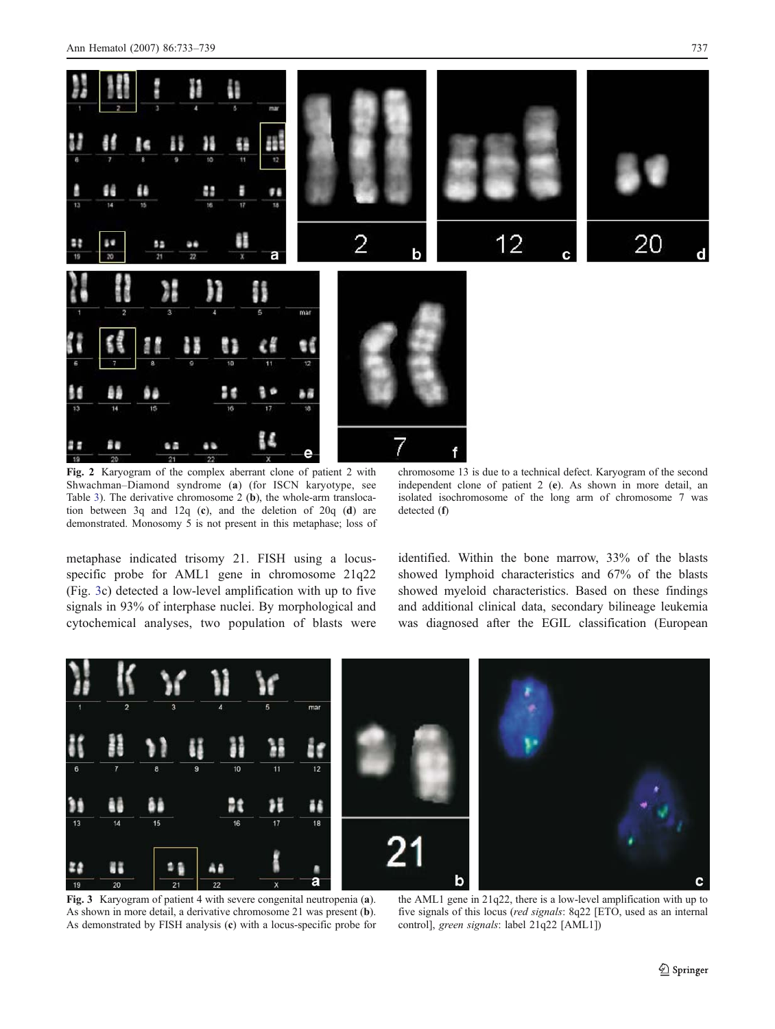**Fig. 2** Karyogram of the complex aberrant clone of patient 2 with Shwachman–Diamond syndrome (**a**) (for ISCN karyotype, see Table 3). The derivative chromosome 2 (**b**), the whole-arm translocation between 3q and 12q (**c**), and the deletion of 20q (**d**) are demonstrated. Monosomy 5 is not present in this metaphase; loss of chromosome 13 is due to a technical defect. Karyogram of the second independent clone of patient 2 (**e**). As shown in more detail, an isolated isochromosome of the long arm of chromosome 7 was detected (**f**)

metaphase indicated trisomy 21. FISH using a locus-specific probe for AML1 gene in chromosome 21q22 (Fig. 3c) detected a low-level amplification with up to five signals in 93% of interphase nuclei. By morphological and cytochemical analyses, two population of blasts were identified. Within the bone marrow, 33% of the blasts showed lymphoid characteristics and 67% of the blasts showed myeloid characteristics. Based on these findings and additional clinical data, secondary bilineage leukemia was diagnosed after the EGIL classification (European

**Fig. 3** Karyogram of patient 4 with severe congenital neutropenia (**a**). As shown in more detail, a derivative chromosome 21 was present (**b**). As demonstrated by FISH analysis (**c**) with a locus-specific probe for the AML1 gene in 21q22, there is a low-level amplification with up to five signals of this locus (*red signals*: 8q22 [ETO, used as an internal control], *green signals*: label 21q22 [AML1])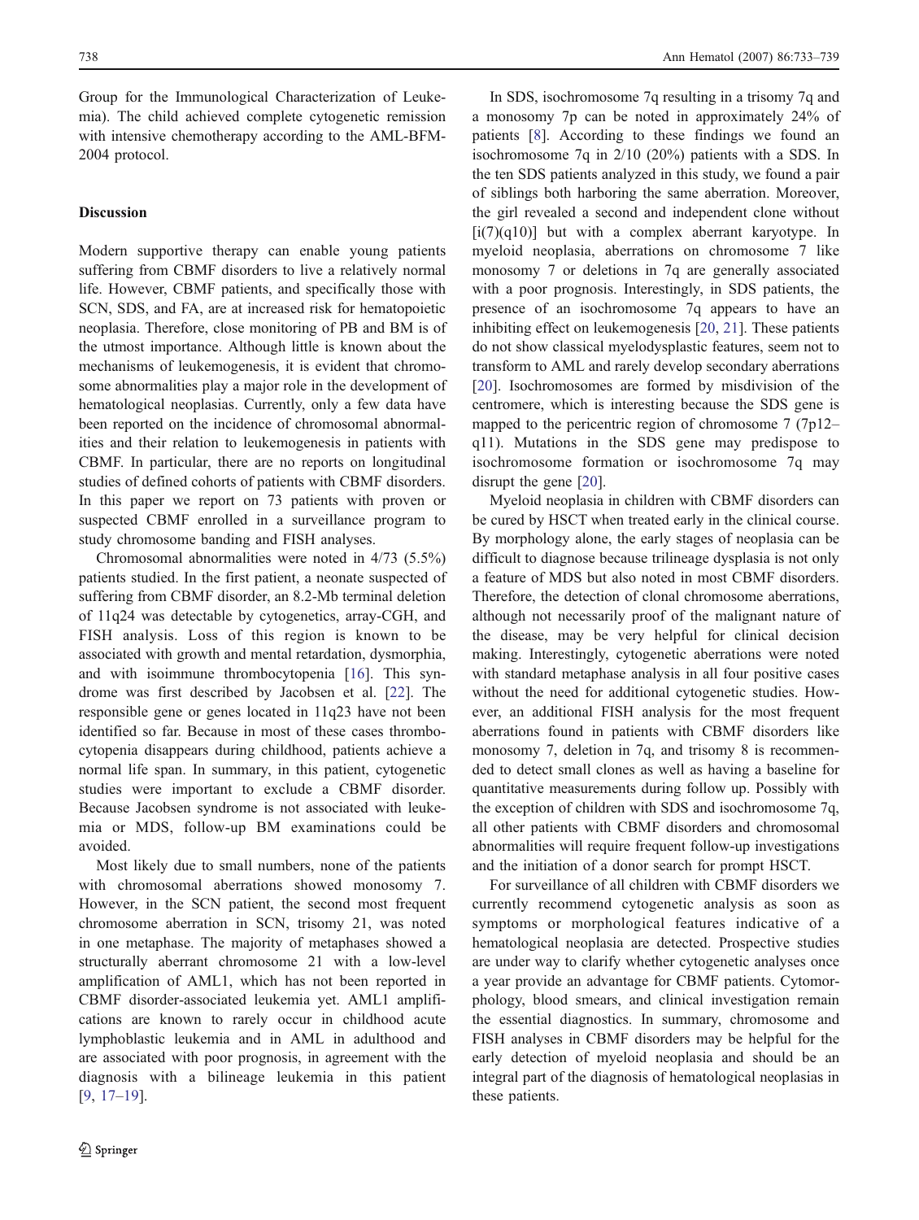Group for the Immunological Characterization of Leukemia). The child achieved complete cytogenetic remission with intensive chemotherapy according to the AML-BFM-2004 protocol.

## Discussion

Modern supportive therapy can enable young patients suffering from CBMF disorders to live a relatively normal life. However, CBMF patients, and specifically those with SCN, SDS, and FA, are at increased risk for hematopoietic neoplasia. Therefore, close monitoring of PB and BM is of the utmost importance. Although little is known about the mechanisms of leukemogenesis, it is evident that chromosome abnormalities play a major role in the development of hematological neoplasias. Currently, only a few data have been reported on the incidence of chromosomal abnormalities and their relation to leukemogenesis in patients with CBMF. In particular, there are no reports on longitudinal studies of defined cohorts of patients with CBMF disorders. In this paper we report on 73 patients with proven or suspected CBMF enrolled in a surveillance program to study chromosome banding and FISH analyses.

Chromosomal abnormalities were noted in 4/73 (5.5%) patients studied. In the first patient, a neonate suspected of suffering from CBMF disorder, an 8.2-Mb terminal deletion of 11q24 was detectable by cytogenetics, array-CGH, and FISH analysis. Loss of this region is known to be associated with growth and mental retardation, dysmorphia, and with isoimmune thrombocytopenia [16]. This syndrome was first described by Jacobsen et al. [22]. The responsible gene or genes located in 11q23 have not been identified so far. Because in most of these cases thrombocytopenia disappears during childhood, patients achieve a normal life span. In summary, in this patient, cytogenetic studies were important to exclude a CBMF disorder. Because Jacobsen syndrome is not associated with leukemia or MDS, follow-up BM examinations could be avoided.

Most likely due to small numbers, none of the patients with chromosomal aberrations showed monosomy 7. However, in the SCN patient, the second most frequent chromosome aberration in SCN, trisomy 21, was noted in one metaphase. The majority of metaphases showed a structurally aberrant chromosome 21 with a low-level amplification of AML1, which has not been reported in CBMF disorder-associated leukemia yet. AML1 amplifications are known to rarely occur in childhood acute lymphoblastic leukemia and in AML in adulthood and are associated with poor prognosis, in agreement with the diagnosis with a bilineage leukemia in this patient [9, 17–19].

In SDS, isochromosome 7q resulting in a trisomy 7q and a monosomy 7p can be noted in approximately 24% of patients [8]. According to these findings we found an isochromosome 7q in 2/10 (20%) patients with a SDS. In the ten SDS patients analyzed in this study, we found a pair of siblings both harboring the same aberration. Moreover, the girl revealed a second and independent clone without [i(7)(q10)] but with a complex aberrant karyotype. In myeloid neoplasia, aberrations on chromosome 7 like monosomy 7 or deletions in 7q are generally associated with a poor prognosis. Interestingly, in SDS patients, the presence of an isochromosome 7q appears to have an inhibiting effect on leukemogenesis [20, 21]. These patients do not show classical myelodysplastic features, seem not to transform to AML and rarely develop secondary aberrations [20]. Isochromosomes are formed by misdivision of the centromere, which is interesting because the SDS gene is mapped to the pericentric region of chromosome 7 (7p12–q11). Mutations in the SDS gene may predispose to isochromosome formation or isochromosome 7q may disrupt the gene [20].

Myeloid neoplasia in children with CBMF disorders can be cured by HSCT when treated early in the clinical course. By morphology alone, the early stages of neoplasia can be difficult to diagnose because trilineage dysplasia is not only a feature of MDS but also noted in most CBMF disorders. Therefore, the detection of clonal chromosome aberrations, although not necessarily proof of the malignant nature of the disease, may be very helpful for clinical decision making. Interestingly, cytogenetic aberrations were noted with standard metaphase analysis in all four positive cases without the need for additional cytogenetic studies. However, an additional FISH analysis for the most frequent aberrations found in patients with CBMF disorders like monosomy 7, deletion in 7q, and trisomy 8 is recommended to detect small clones as well as having a baseline for quantitative measurements during follow up. Possibly with the exception of children with SDS and isochromosome 7q, all other patients with CBMF disorders and chromosomal abnormalities will require frequent follow-up investigations and the initiation of a donor search for prompt HSCT.

For surveillance of all children with CBMF disorders we currently recommend cytogenetic analysis as soon as symptoms or morphological features indicative of a hematological neoplasia are detected. Prospective studies are under way to clarify whether cytogenetic analyses once a year provide an advantage for CBMF patients. Cytomorphology, blood smears, and clinical investigation remain the essential diagnostics. In summary, chromosome and FISH analyses in CBMF disorders may be helpful for the early detection of myeloid neoplasia and should be an integral part of the diagnosis of hematological neoplasias in these patients.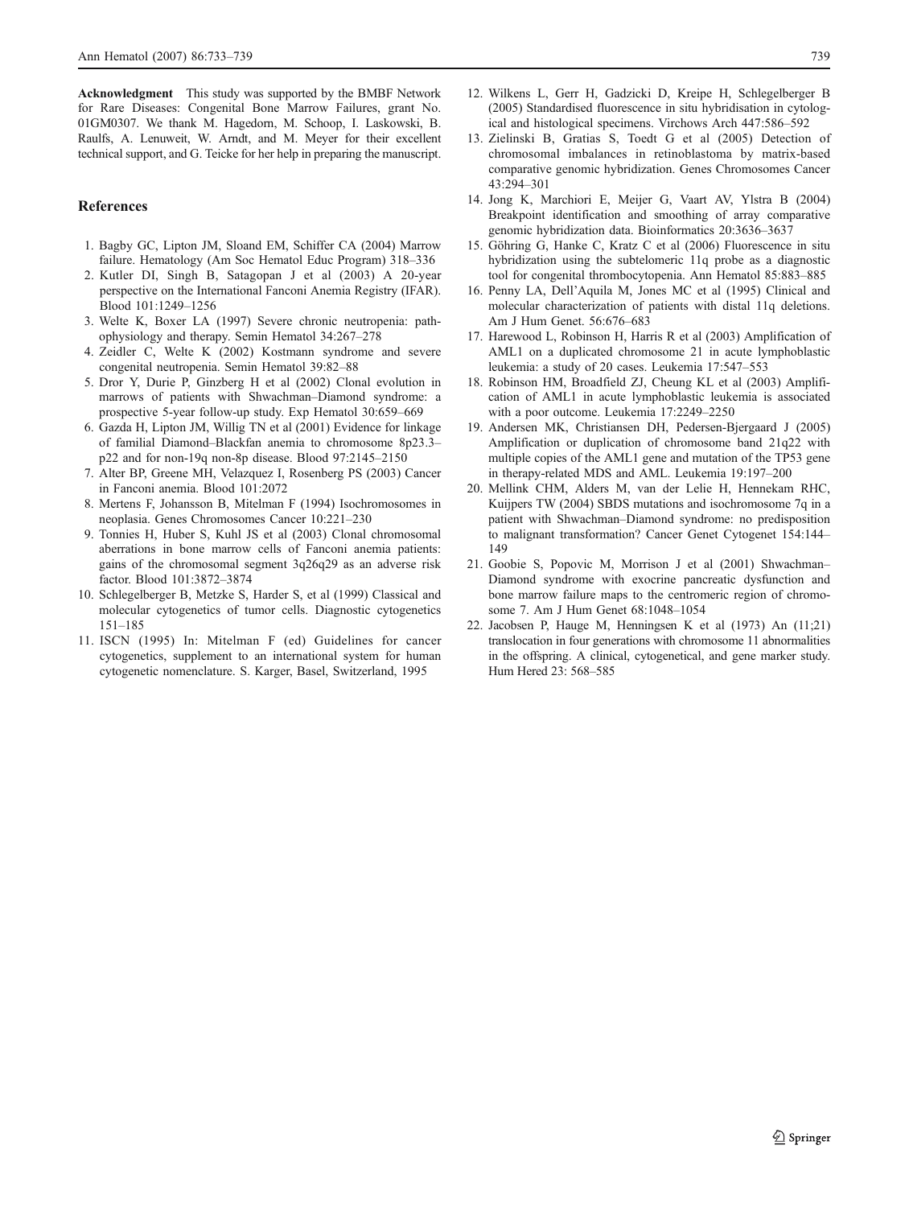**Acknowledgment** This study was supported by the BMBF Network for Rare Diseases: Congenital Bone Marrow Failures, grant No. 01GM0307. We thank M. Hagedorn, M. Schoop, I. Laskowski, B. Raulfs, A. Lenuweit, W. Arndt, and M. Meyer for their excellent technical support, and G. Teicke for her help in preparing the manuscript.

## References

1. Bagby GC, Lipton JM, Sloand EM, Schiffer CA (2004) Marrow failure. Hematology (Am Soc Hematol Educ Program) 318–336
2. Kutler DI, Singh B, Satagopan J et al (2003) A 20-year perspective on the International Fanconi Anemia Registry (IFAR). Blood 101:1249–1256
3. Welte K, Boxer LA (1997) Severe chronic neutropenia: pathophysiology and therapy. Semin Hematol 34:267–278
4. Zeidler C, Welte K (2002) Kostmann syndrome and severe congenital neutropenia. Semin Hematol 39:82–88
5. Dror Y, Durie P, Ginzberg H et al (2002) Clonal evolution in marrows of patients with Shwachman–Diamond syndrome: a prospective 5-year follow-up study. Exp Hematol 30:659–669
6. Gazda H, Lipton JM, Willig TN et al (2001) Evidence for linkage of familial Diamond–Blackfan anemia to chromosome 8p23.3–p22 and for non-19q non-8p disease. Blood 97:2145–2150
7. Alter BP, Greene MH, Velazquez I, Rosenberg PS (2003) Cancer in Fanconi anemia. Blood 101:2072
8. Mertens F, Johansson B, Mitelman F (1994) Isochromosomes in neoplasia. Genes Chromosomes Cancer 10:221–230
9. Tonnies H, Huber S, Kuhl JS et al (2003) Clonal chromosomal aberrations in bone marrow cells of Fanconi anemia patients: gains of the chromosomal segment 3q26q29 as an adverse risk factor. Blood 101:3872–3874
10. Schlegelberger B, Metzke S, Harder S, et al (1999) Classical and molecular cytogenetics of tumor cells. Diagnostic cytogenetics 151–185
11. ISCN (1995) In: Mitelman F (ed) Guidelines for cancer cytogenetics, supplement to an international system for human cytogenetic nomenclature. S. Karger, Basel, Switzerland, 1995
12. Wilkens L, Gerr H, Gadzicki D, Kreipe H, Schlegelberger B (2005) Standardised fluorescence in situ hybridisation in cytological and histological specimens. Virchows Arch 447:586–592
13. Zielinski B, Gratias S, Toedt G et al (2005) Detection of chromosomal imbalances in retinoblastoma by matrix-based comparative genomic hybridization. Genes Chromosomes Cancer 43:294–301
14. Jong K, Marchiori E, Meijer G, Vaart AV, Ylstra B (2004) Breakpoint identification and smoothing of array comparative genomic hybridization data. Bioinformatics 20:3636–3637
15. Göhring G, Hanke C, Kratz C et al (2006) Fluorescence in situ hybridization using the subtelomeric 11q probe as a diagnostic tool for congenital thrombocytopenia. Ann Hematol 85:883–885
16. Penny LA, Dell'Aquila M, Jones MC et al (1995) Clinical and molecular characterization of patients with distal 11q deletions. Am J Hum Genet. 56:676–683
17. Harewood L, Robinson H, Harris R et al (2003) Amplification of AML1 on a duplicated chromosome 21 in acute lymphoblastic leukemia: a study of 20 cases. Leukemia 17:547–553
18. Robinson HM, Broadfield ZJ, Cheung KL et al (2003) Amplification of AML1 in acute lymphoblastic leukemia is associated with a poor outcome. Leukemia 17:2249–2250
19. Andersen MK, Christiansen DH, Pedersen-Bjergaard J (2005) Amplification or duplication of chromosome band 21q22 with multiple copies of the AML1 gene and mutation of the TP53 gene in therapy-related MDS and AML. Leukemia 19:197–200
20. Mellink CHM, Alders M, van der Lelie H, Hennekam RHC, Kuijpers TW (2004) SBDS mutations and isochromosome 7q in a patient with Shwachman–Diamond syndrome: no predisposition to malignant transformation? Cancer Genet Cytogenet 154:144–149
21. Goobie S, Popovic M, Morrison J et al (2001) Shwachman–Diamond syndrome with exocrine pancreatic dysfunction and bone marrow failure maps to the centromeric region of chromosome 7. Am J Hum Genet 68:1048–1054
22. Jacobsen P, Hauge M, Henningsen K et al (1973) An (11;21) translocation in four generations with chromosome 11 abnormalities in the offspring. A clinical, cytogenetical, and gene marker study. Hum Hered 23: 568–585